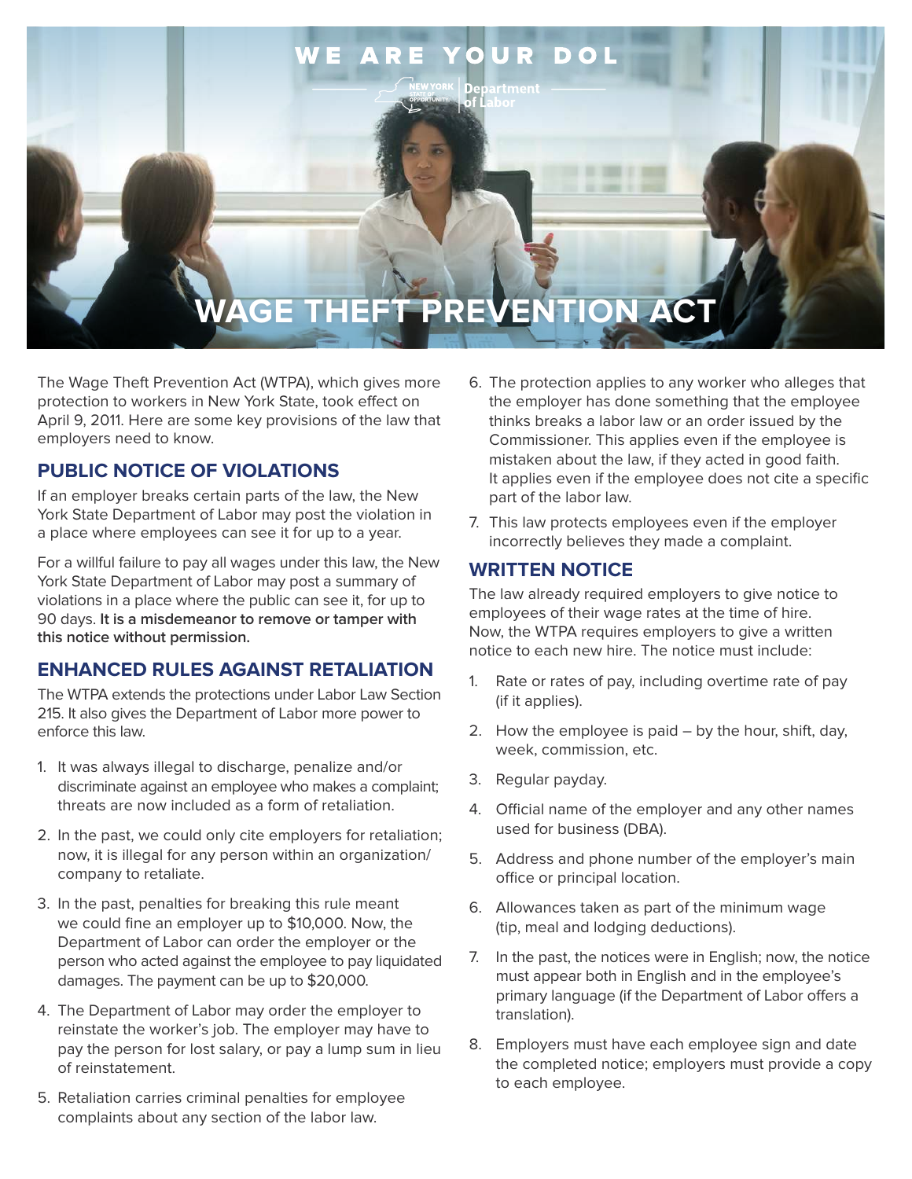WE ARE YOUR DOL

NEW YORK STATE OF OPPORTUNITY. | Department of Labor

# WAGE THEFT PREVENTION ACT

The Wage Theft Prevention Act (WTPA), which gives more protection to workers in New York State, took effect on April 9, 2011. Here are some key provisions of the law that employers need to know.

## PUBLIC NOTICE OF VIOLATIONS

If an employer breaks certain parts of the law, the New York State Department of Labor may post the violation in a place where employees can see it for up to a year.

For a willful failure to pay all wages under this law, the New York State Department of Labor may post a summary of violations in a place where the public can see it, for up to 90 days. **It is a misdemeanor to remove or tamper with this notice without permission.**

## ENHANCED RULES AGAINST RETALIATION

The WTPA extends the protections under Labor Law Section 215. It also gives the Department of Labor more power to enforce this law.

1. It was always illegal to discharge, penalize and/or discriminate against an employee who makes a complaint; threats are now included as a form of retaliation.
2. In the past, we could only cite employers for retaliation; now, it is illegal for any person within an organization/company to retaliate.
3. In the past, penalties for breaking this rule meant we could fine an employer up to $10,000. Now, the Department of Labor can order the employer or the person who acted against the employee to pay liquidated damages. The payment can be up to $20,000.
4. The Department of Labor may order the employer to reinstate the worker's job. The employer may have to pay the person for lost salary, or pay a lump sum in lieu of reinstatement.
5. Retaliation carries criminal penalties for employee complaints about any section of the labor law.
6. The protection applies to any worker who alleges that the employer has done something that the employee thinks breaks a labor law or an order issued by the Commissioner. This applies even if the employee is mistaken about the law, if they acted in good faith. It applies even if the employee does not cite a specific part of the labor law.
7. This law protects employees even if the employer incorrectly believes they made a complaint.

## WRITTEN NOTICE

The law already required employers to give notice to employees of their wage rates at the time of hire. Now, the WTPA requires employers to give a written notice to each new hire. The notice must include:

1. Rate or rates of pay, including overtime rate of pay (if it applies).
2. How the employee is paid – by the hour, shift, day, week, commission, etc.
3. Regular payday.
4. Official name of the employer and any other names used for business (DBA).
5. Address and phone number of the employer's main office or principal location.
6. Allowances taken as part of the minimum wage (tip, meal and lodging deductions).
7. In the past, the notices were in English; now, the notice must appear both in English and in the employee's primary language (if the Department of Labor offers a translation).
8. Employers must have each employee sign and date the completed notice; employers must provide a copy to each employee.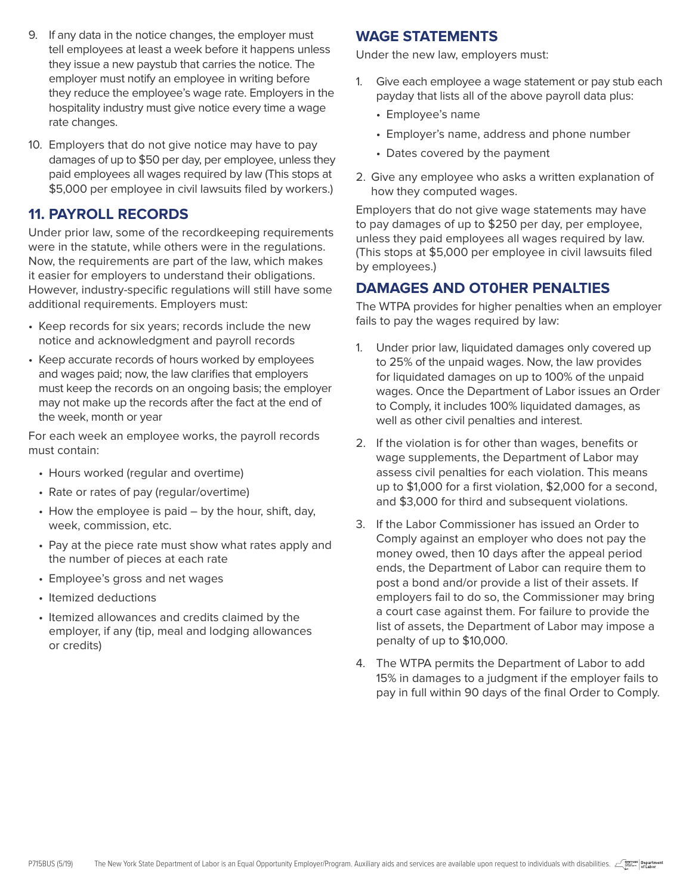9. If any data in the notice changes, the employer must tell employees at least a week before it happens unless they issue a new paystub that carries the notice. The employer must notify an employee in writing before they reduce the employee's wage rate. Employers in the hospitality industry must give notice every time a wage rate changes.
10. Employers that do not give notice may have to pay damages of up to $50 per day, per employee, unless they paid employees all wages required by law (This stops at $5,000 per employee in civil lawsuits filed by workers.)

## 11. PAYROLL RECORDS

Under prior law, some of the recordkeeping requirements were in the statute, while others were in the regulations. Now, the requirements are part of the law, which makes it easier for employers to understand their obligations. However, industry-specific regulations will still have some additional requirements. Employers must:

- Keep records for six years; records include the new notice and acknowledgment and payroll records
- Keep accurate records of hours worked by employees and wages paid; now, the law clarifies that employers must keep the records on an ongoing basis; the employer may not make up the records after the fact at the end of the week, month or year

For each week an employee works, the payroll records must contain:

- Hours worked (regular and overtime)
- Rate or rates of pay (regular/overtime)
- How the employee is paid – by the hour, shift, day, week, commission, etc.
- Pay at the piece rate must show what rates apply and the number of pieces at each rate
- Employee's gross and net wages
- Itemized deductions
- Itemized allowances and credits claimed by the employer, if any (tip, meal and lodging allowances or credits)

## WAGE STATEMENTS

Under the new law, employers must:

1. Give each employee a wage statement or pay stub each payday that lists all of the above payroll data plus:
   - Employee's name
   - Employer's name, address and phone number
   - Dates covered by the payment
2. Give any employee who asks a written explanation of how they computed wages.

Employers that do not give wage statements may have to pay damages of up to $250 per day, per employee, unless they paid employees all wages required by law. (This stops at $5,000 per employee in civil lawsuits filed by employees.)

## DAMAGES AND OT0HER PENALTIES

The WTPA provides for higher penalties when an employer fails to pay the wages required by law:

1. Under prior law, liquidated damages only covered up to 25% of the unpaid wages. Now, the law provides for liquidated damages on up to 100% of the unpaid wages. Once the Department of Labor issues an Order to Comply, it includes 100% liquidated damages, as well as other civil penalties and interest.
2. If the violation is for other than wages, benefits or wage supplements, the Department of Labor may assess civil penalties for each violation. This means up to $1,000 for a first violation, $2,000 for a second, and $3,000 for third and subsequent violations.
3. If the Labor Commissioner has issued an Order to Comply against an employer who does not pay the money owed, then 10 days after the appeal period ends, the Department of Labor can require them to post a bond and/or provide a list of their assets. If employers fail to do so, the Commissioner may bring a court case against them. For failure to provide the list of assets, the Department of Labor may impose a penalty of up to $10,000.
4. The WTPA permits the Department of Labor to add 15% in damages to a judgment if the employer fails to pay in full within 90 days of the final Order to Comply.

P715BUS (5/19) The New York State Department of Labor is an Equal Opportunity Employer/Program. Auxiliary aids and services are available upon request to individuals with disabilities.